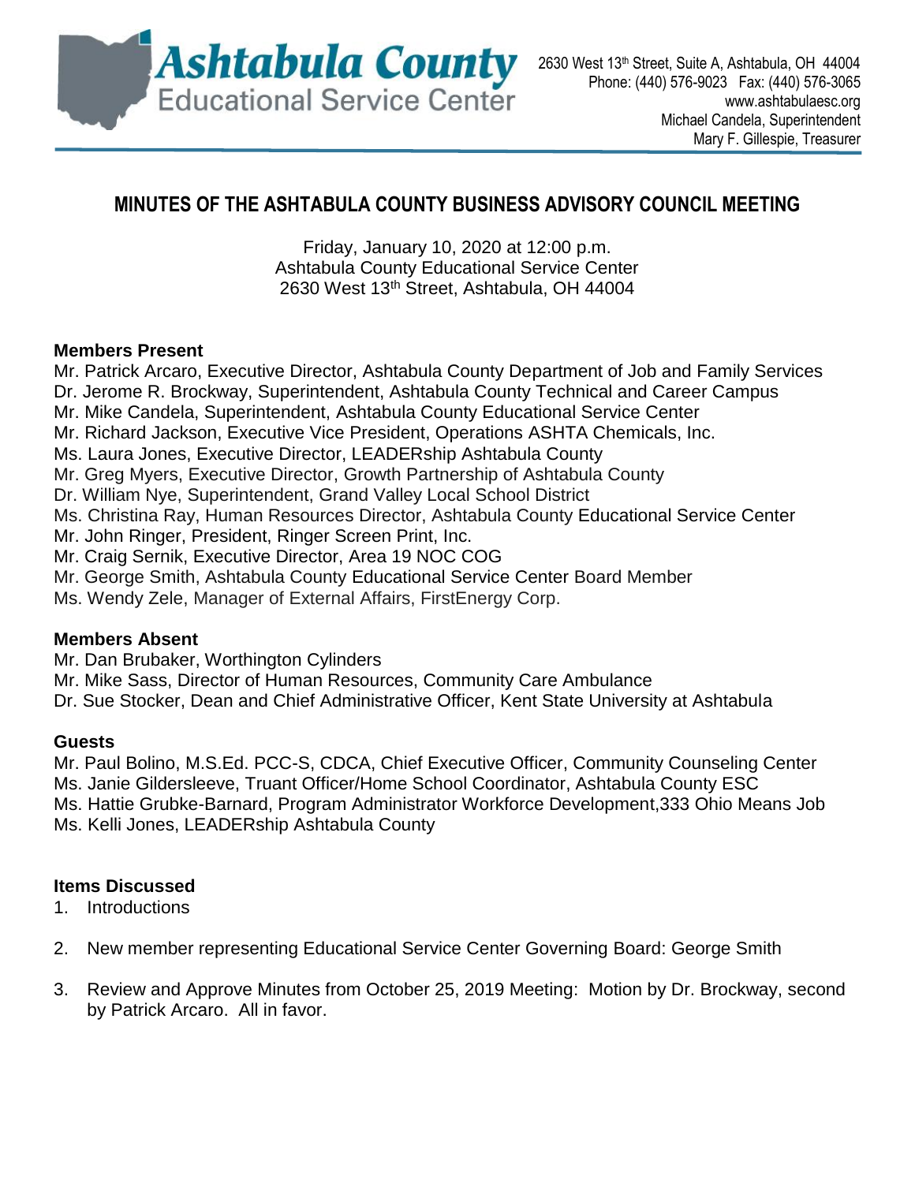**Ashtabula County**
Educational Service Center

2630 West 13th Street, Suite A, Ashtabula, OH 44004
Phone: (440) 576-9023 Fax: (440) 576-3065
www.ashtabulaesc.org
Michael Candela, Superintendent
Mary F. Gillespie, Treasurer

# MINUTES OF THE ASHTABULA COUNTY BUSINESS ADVISORY COUNCIL MEETING

Friday, January 10, 2020 at 12:00 p.m.
Ashtabula County Educational Service Center
2630 West 13th Street, Ashtabula, OH 44004

**Members Present**

Mr. Patrick Arcaro, Executive Director, Ashtabula County Department of Job and Family Services
Dr. Jerome R. Brockway, Superintendent, Ashtabula County Technical and Career Campus
Mr. Mike Candela, Superintendent, Ashtabula County Educational Service Center
Mr. Richard Jackson, Executive Vice President, Operations ASHTA Chemicals, Inc.
Ms. Laura Jones, Executive Director, LEADERship Ashtabula County
Mr. Greg Myers, Executive Director, Growth Partnership of Ashtabula County
Dr. William Nye, Superintendent, Grand Valley Local School District
Ms. Christina Ray, Human Resources Director, Ashtabula County Educational Service Center
Mr. John Ringer, President, Ringer Screen Print, Inc.
Mr. Craig Sernik, Executive Director, Area 19 NOC COG
Mr. George Smith, Ashtabula County Educational Service Center Board Member
Ms. Wendy Zele, Manager of External Affairs, FirstEnergy Corp.

**Members Absent**

Mr. Dan Brubaker, Worthington Cylinders
Mr. Mike Sass, Director of Human Resources, Community Care Ambulance
Dr. Sue Stocker, Dean and Chief Administrative Officer, Kent State University at Ashtabula

**Guests**

Mr. Paul Bolino, M.S.Ed. PCC-S, CDCA, Chief Executive Officer, Community Counseling Center
Ms. Janie Gildersleeve, Truant Officer/Home School Coordinator, Ashtabula County ESC
Ms. Hattie Grubke-Barnard, Program Administrator Workforce Development,333 Ohio Means Job
Ms. Kelli Jones, LEADERship Ashtabula County

**Items Discussed**

1. Introductions
2. New member representing Educational Service Center Governing Board: George Smith
3. Review and Approve Minutes from October 25, 2019 Meeting: Motion by Dr. Brockway, second by Patrick Arcaro. All in favor.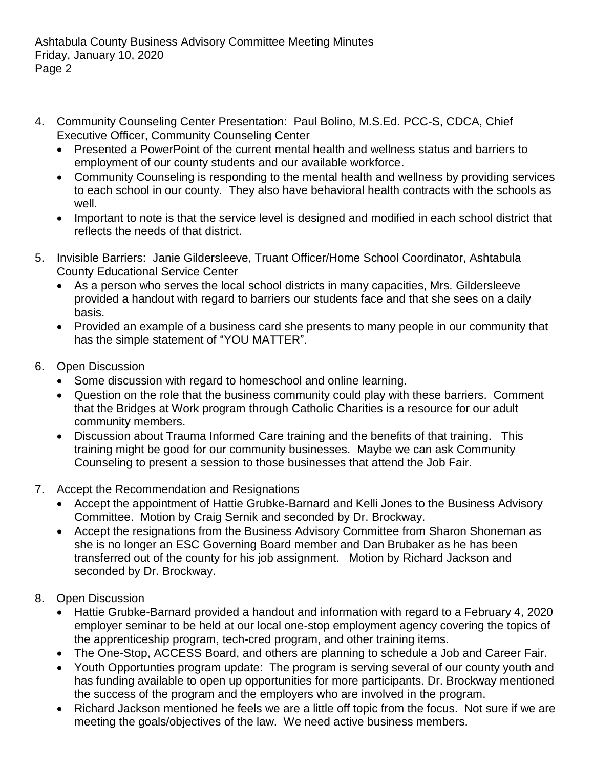4. Community Counseling Center Presentation: Paul Bolino, M.S.Ed. PCC-S, CDCA, Chief Executive Officer, Community Counseling Center
   - Presented a PowerPoint of the current mental health and wellness status and barriers to employment of our county students and our available workforce.
   - Community Counseling is responding to the mental health and wellness by providing services to each school in our county. They also have behavioral health contracts with the schools as well.
   - Important to note is that the service level is designed and modified in each school district that reflects the needs of that district.

5. Invisible Barriers: Janie Gildersleeve, Truant Officer/Home School Coordinator, Ashtabula County Educational Service Center
   - As a person who serves the local school districts in many capacities, Mrs. Gildersleeve provided a handout with regard to barriers our students face and that she sees on a daily basis.
   - Provided an example of a business card she presents to many people in our community that has the simple statement of "YOU MATTER".

6. Open Discussion
   - Some discussion with regard to homeschool and online learning.
   - Question on the role that the business community could play with these barriers. Comment that the Bridges at Work program through Catholic Charities is a resource for our adult community members.
   - Discussion about Trauma Informed Care training and the benefits of that training. This training might be good for our community businesses. Maybe we can ask Community Counseling to present a session to those businesses that attend the Job Fair.

7. Accept the Recommendation and Resignations
   - Accept the appointment of Hattie Grubke-Barnard and Kelli Jones to the Business Advisory Committee. Motion by Craig Sernik and seconded by Dr. Brockway.
   - Accept the resignations from the Business Advisory Committee from Sharon Shoneman as she is no longer an ESC Governing Board member and Dan Brubaker as he has been transferred out of the county for his job assignment. Motion by Richard Jackson and seconded by Dr. Brockway.

8. Open Discussion
   - Hattie Grubke-Barnard provided a handout and information with regard to a February 4, 2020 employer seminar to be held at our local one-stop employment agency covering the topics of the apprenticeship program, tech-cred program, and other training items.
   - The One-Stop, ACCESS Board, and others are planning to schedule a Job and Career Fair.
   - Youth Opportunties program update: The program is serving several of our county youth and has funding available to open up opportunities for more participants. Dr. Brockway mentioned the success of the program and the employers who are involved in the program.
   - Richard Jackson mentioned he feels we are a little off topic from the focus. Not sure if we are meeting the goals/objectives of the law. We need active business members.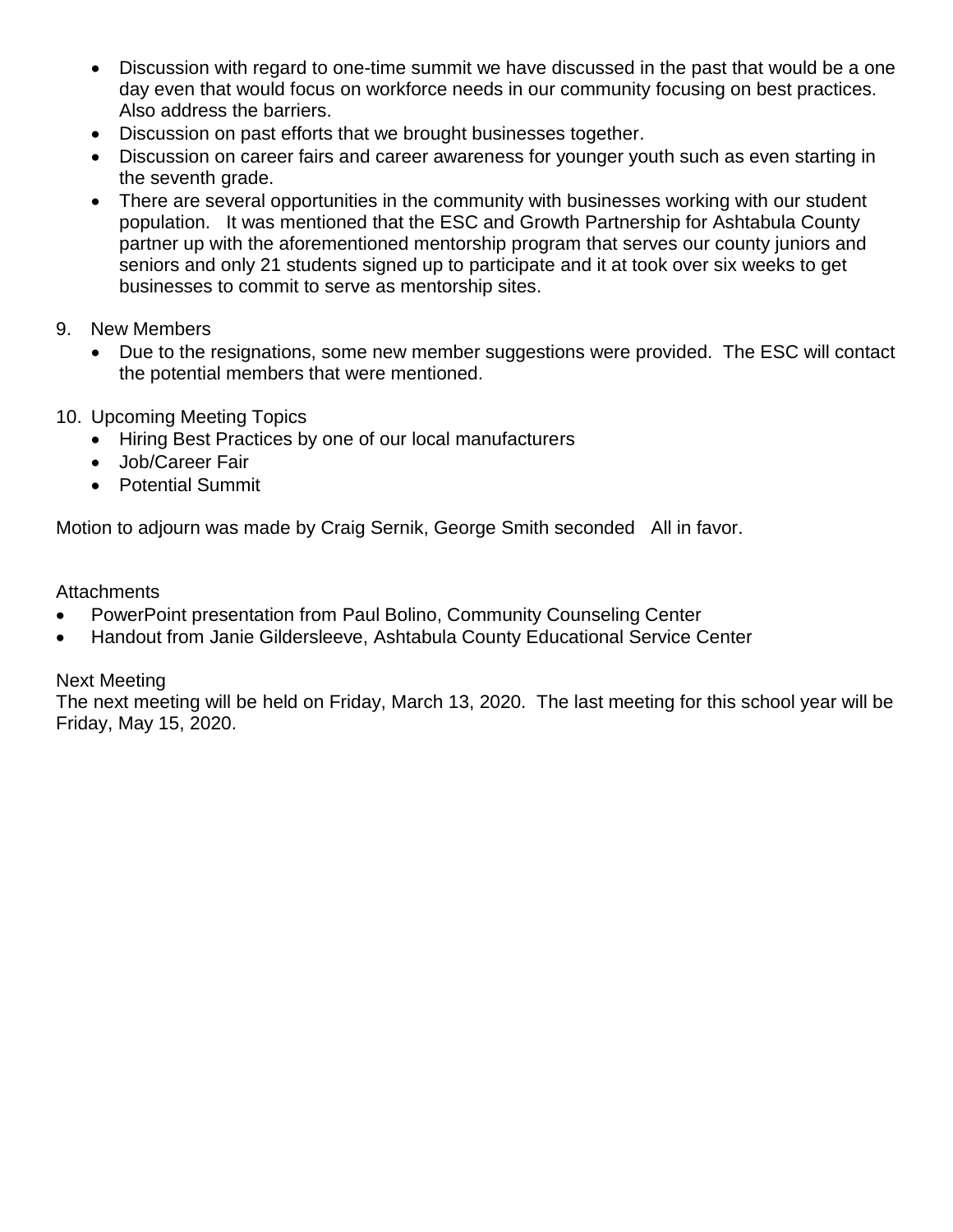- Discussion with regard to one-time summit we have discussed in the past that would be a one day even that would focus on workforce needs in our community focusing on best practices. Also address the barriers.
- Discussion on past efforts that we brought businesses together.
- Discussion on career fairs and career awareness for younger youth such as even starting in the seventh grade.
- There are several opportunities in the community with businesses working with our student population. It was mentioned that the ESC and Growth Partnership for Ashtabula County partner up with the aforementioned mentorship program that serves our county juniors and seniors and only 21 students signed up to participate and it at took over six weeks to get businesses to commit to serve as mentorship sites.

9. New Members
   - Due to the resignations, some new member suggestions were provided. The ESC will contact the potential members that were mentioned.

10. Upcoming Meeting Topics
    - Hiring Best Practices by one of our local manufacturers
    - Job/Career Fair
    - Potential Summit

Motion to adjourn was made by Craig Sernik, George Smith seconded All in favor.

Attachments

- PowerPoint presentation from Paul Bolino, Community Counseling Center
- Handout from Janie Gildersleeve, Ashtabula County Educational Service Center

Next Meeting

The next meeting will be held on Friday, March 13, 2020. The last meeting for this school year will be Friday, May 15, 2020.